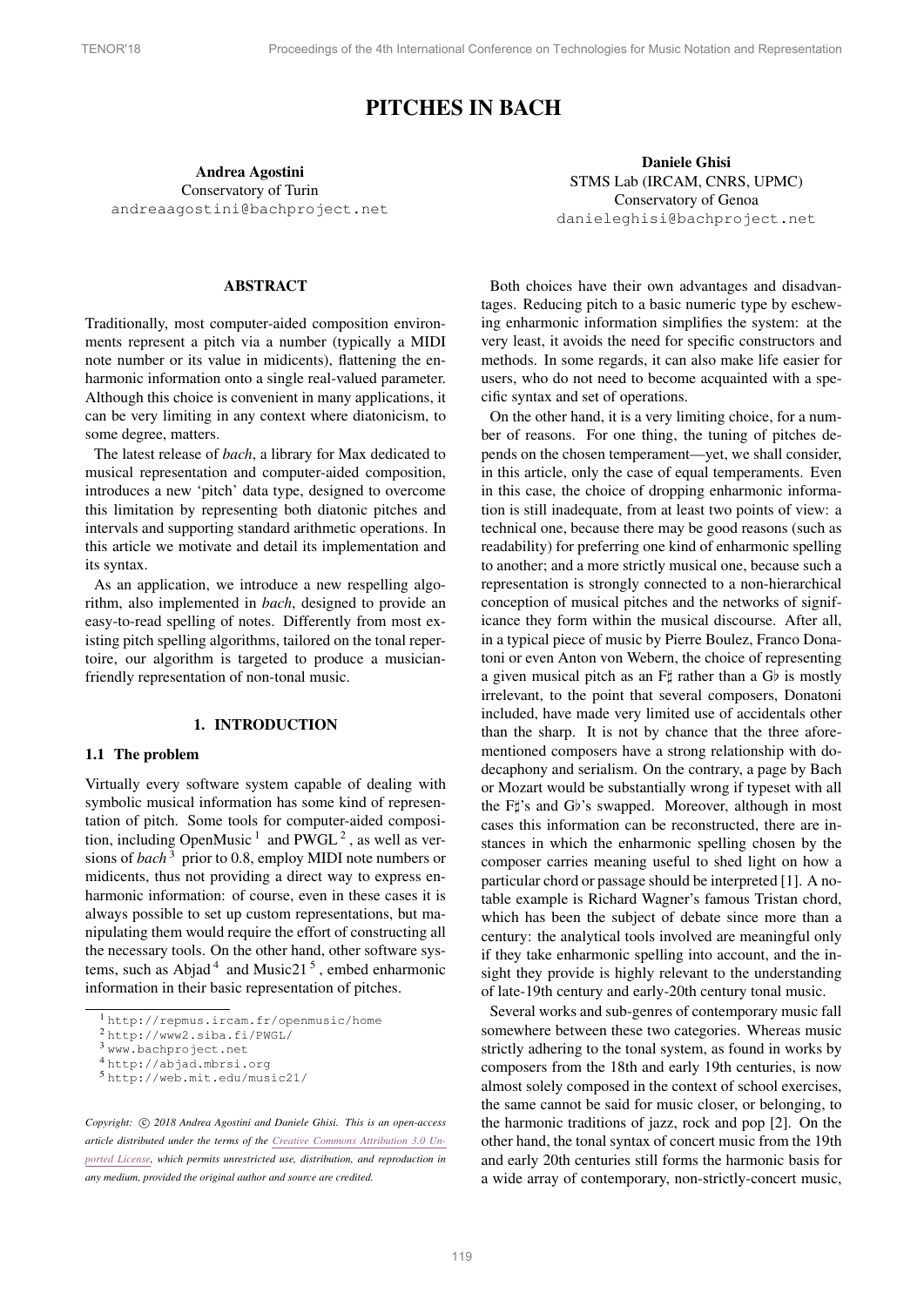# PITCHES IN BACH

**Andrea Agostini**
Conservatory of Turin
andreaagostini@bachproject.net

**Daniele Ghisi**
STMS Lab (IRCAM, CNRS, UPMC)
Conservatory of Genoa
danieleghisi@bachproject.net

## ABSTRACT

Traditionally, most computer-aided composition environments represent a pitch via a number (typically a MIDI note number or its value in midicents), flattening the enharmonic information onto a single real-valued parameter. Although this choice is convenient in many applications, it can be very limiting in any context where diatonicism, to some degree, matters.

The latest release of *bach*, a library for Max dedicated to musical representation and computer-aided composition, introduces a new 'pitch' data type, designed to overcome this limitation by representing both diatonic pitches and intervals and supporting standard arithmetic operations. In this article we motivate and detail its implementation and its syntax.

As an application, we introduce a new respelling algorithm, also implemented in *bach*, designed to provide an easy-to-read spelling of notes. Differently from most existing pitch spelling algorithms, tailored on the tonal repertoire, our algorithm is targeted to produce a musician-friendly representation of non-tonal music.

## 1. INTRODUCTION

### 1.1 The problem

Virtually every software system capable of dealing with symbolic musical information has some kind of representation of pitch. Some tools for computer-aided composition, including OpenMusic [1] and PWGL [2], as well as versions of *bach* [3] prior to 0.8, employ MIDI note numbers or midicents, thus not providing a direct way to express enharmonic information: of course, even in these cases it is always possible to set up custom representations, but manipulating them would require the effort of constructing all the necessary tools. On the other hand, other software systems, such as Abjad [4] and Music21 [5], embed enharmonic information in their basic representation of pitches.

[1] http://repmus.ircam.fr/openmusic/home
[2] http://www2.siba.fi/PWGL/
[3] www.bachproject.net
[4] http://abjad.mbrsi.org
[5] http://web.mit.edu/music21/

*Copyright: © 2018 Andrea Agostini and Daniele Ghisi. This is an open-access article distributed under the terms of the Creative Commons Attribution 3.0 Unported License, which permits unrestricted use, distribution, and reproduction in any medium, provided the original author and source are credited.*

Both choices have their own advantages and disadvantages. Reducing pitch to a basic numeric type by eschewing enharmonic information simplifies the system: at the very least, it avoids the need for specific constructors and methods. In some regards, it can also make life easier for users, who do not need to become acquainted with a specific syntax and set of operations.

On the other hand, it is a very limiting choice, for a number of reasons. For one thing, the tuning of pitches depends on the chosen temperament—yet, we shall consider, in this article, only the case of equal temperaments. Even in this case, the choice of dropping enharmonic information is still inadequate, from at least two points of view: a technical one, because there may be good reasons (such as readability) for preferring one kind of enharmonic spelling to another; and a more strictly musical one, because such a representation is strongly connected to a non-hierarchical conception of musical pitches and the networks of significance they form within the musical discourse. After all, in a typical piece of music by Pierre Boulez, Franco Donatoni or even Anton von Webern, the choice of representing a given musical pitch as an F♯ rather than a G♭ is mostly irrelevant, to the point that several composers, Donatoni included, have made very limited use of accidentals other than the sharp. It is not by chance that the three aforementioned composers have a strong relationship with dodecaphony and serialism. On the contrary, a page by Bach or Mozart would be substantially wrong if typeset with all the F♯'s and G♭'s swapped. Moreover, although in most cases this information can be reconstructed, there are instances in which the enharmonic spelling chosen by the composer carries meaning useful to shed light on how a particular chord or passage should be interpreted [1]. A notable example is Richard Wagner's famous Tristan chord, which has been the subject of debate since more than a century: the analytical tools involved are meaningful only if they take enharmonic spelling into account, and the insight they provide is highly relevant to the understanding of late-19th century and early-20th century tonal music.

Several works and sub-genres of contemporary music fall somewhere between these two categories. Whereas music strictly adhering to the tonal system, as found in works by composers from the 18th and early 19th centuries, is now almost solely composed in the context of school exercises, the same cannot be said for music closer, or belonging, to the harmonic traditions of jazz, rock and pop [2]. On the other hand, the tonal syntax of concert music from the 19th and early 20th centuries still forms the harmonic basis for a wide array of contemporary, non-strictly-concert music,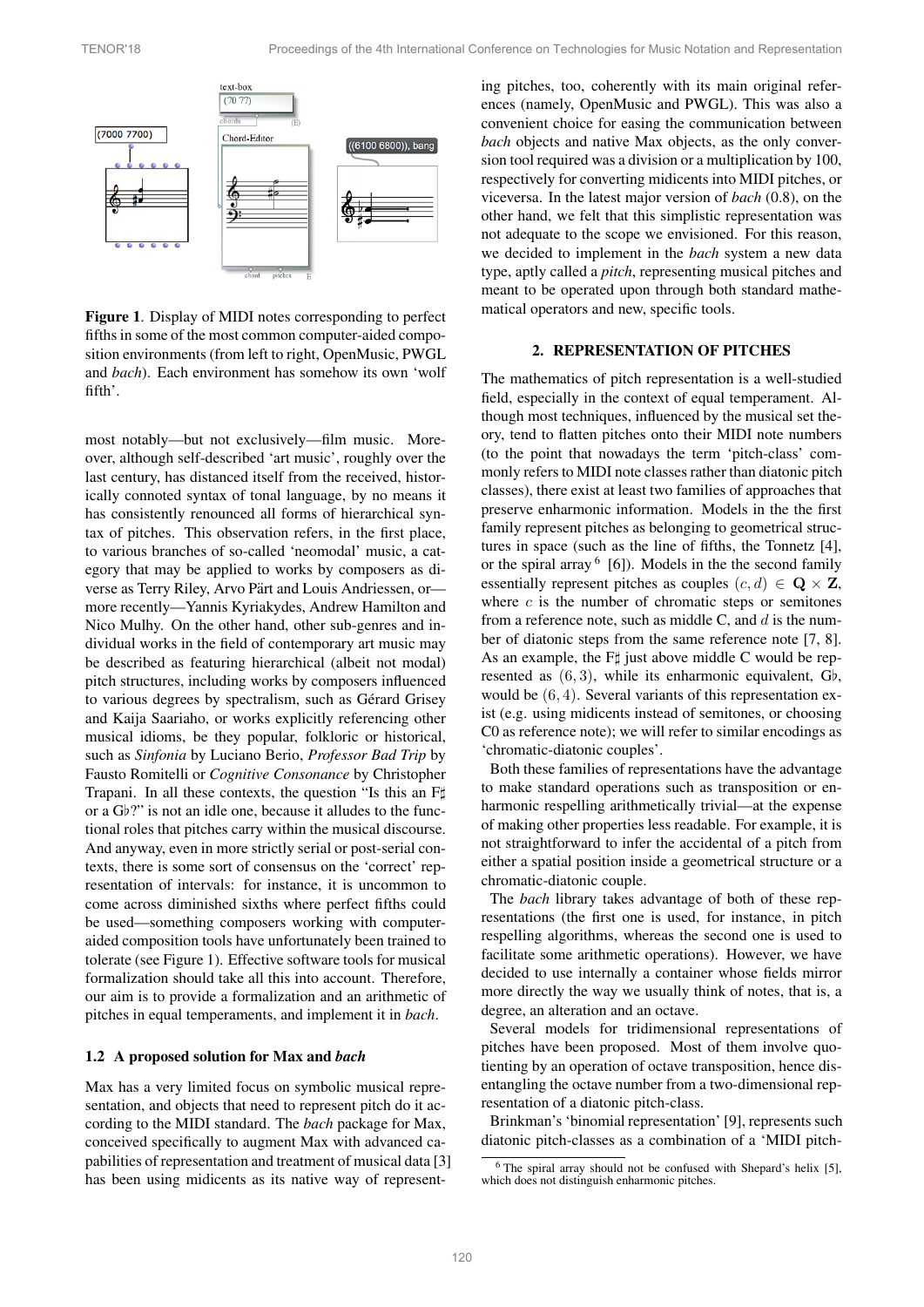**Figure 1**. Display of MIDI notes corresponding to perfect fifths in some of the most common computer-aided composition environments (from left to right, OpenMusic, PWGL and *bach*). Each environment has somehow its own 'wolf fifth'.

most notably—but not exclusively—film music. Moreover, although self-described 'art music', roughly over the last century, has distanced itself from the received, historically connoted syntax of tonal language, by no means it has consistently renounced all forms of hierarchical syntax of pitches. This observation refers, in the first place, to various branches of so-called 'neomodal' music, a category that may be applied to works by composers as diverse as Terry Riley, Arvo Pärt and Louis Andriessen, or—more recently—Yannis Kyriakydes, Andrew Hamilton and Nico Mulhy. On the other hand, other sub-genres and individual works in the field of contemporary art music may be described as featuring hierarchical (albeit not modal) pitch structures, including works by composers influenced to various degrees by spectralism, such as Gérard Grisey and Kaija Saariaho, or works explicitly referencing other musical idioms, be they popular, folkloric or historical, such as *Sinfonia* by Luciano Berio, *Professor Bad Trip* by Fausto Romitelli or *Cognitive Consonance* by Christopher Trapani. In all these contexts, the question "Is this an F♯ or a G♭?" is not an idle one, because it alludes to the functional roles that pitches carry within the musical discourse. And anyway, even in more strictly serial or post-serial contexts, there is some sort of consensus on the 'correct' representation of intervals: for instance, it is uncommon to come across diminished sixths where perfect fifths could be used—something composers working with computer-aided composition tools have unfortunately been trained to tolerate (see Figure 1). Effective software tools for musical formalization should take all this into account. Therefore, our aim is to provide a formalization and an arithmetic of pitches in equal temperaments, and implement it in *bach*.

### 1.2 A proposed solution for Max and *bach*

Max has a very limited focus on symbolic musical representation, and objects that need to represent pitch do it according to the MIDI standard. The *bach* package for Max, conceived specifically to augment Max with advanced capabilities of representation and treatment of musical data [3] has been using midicents as its native way of representing pitches, too, coherently with its main original references (namely, OpenMusic and PWGL). This was also a convenient choice for easing the communication between *bach* objects and native Max objects, as the only conversion tool required was a division or a multiplication by 100, respectively for converting midicents into MIDI pitches, or viceversa. In the latest major version of *bach* (0.8), on the other hand, we felt that this simplistic representation was not adequate to the scope we envisioned. For this reason, we decided to implement in the *bach* system a new data type, aptly called a *pitch*, representing musical pitches and meant to be operated upon through both standard mathematical operators and new, specific tools.

## 2. REPRESENTATION OF PITCHES

The mathematics of pitch representation is a well-studied field, especially in the context of equal temperament. Although most techniques, influenced by the musical set theory, tend to flatten pitches onto their MIDI note numbers (to the point that nowadays the term 'pitch-class' commonly refers to MIDI note classes rather than diatonic pitch classes), there exist at least two families of approaches that preserve enharmonic information. Models in the the first family represent pitches as belonging to geometrical structures in space (such as the line of fifths, the Tonnetz [4], or the spiral array [6] [6]). Models in the the second family essentially represent pitches as couples $(c, d) \in \mathbf{Q} \times \mathbf{Z}$, where $c$ is the number of chromatic steps or semitones from a reference note, such as middle C, and $d$ is the number of diatonic steps from the same reference note [7, 8]. As an example, the F♯ just above middle C would be represented as $(6, 3)$, while its enharmonic equivalent, G♭, would be $(6, 4)$. Several variants of this representation exist (e.g. using midicents instead of semitones, or choosing C0 as reference note); we will refer to similar encodings as 'chromatic-diatonic couples'.

Both these families of representations have the advantage to make standard operations such as transposition or enharmonic respelling arithmetically trivial—at the expense of making other properties less readable. For example, it is not straightforward to infer the accidental of a pitch from either a spatial position inside a geometrical structure or a chromatic-diatonic couple.

The *bach* library takes advantage of both of these representations (the first one is used, for instance, in pitch respelling algorithms, whereas the second one is used to facilitate some arithmetic operations). However, we have decided to use internally a container whose fields mirror more directly the way we usually think of notes, that is, a degree, an alteration and an octave.

Several models for tridimensional representations of pitches have been proposed. Most of them involve quotienting by an operation of octave transposition, hence disentangling the octave number from a two-dimensional representation of a diatonic pitch-class.

Brinkman's 'binomial representation' [9], represents such diatonic pitch-classes as a combination of a 'MIDI pitch-

[6] The spiral array should not be confused with Shepard's helix [5], which does not distinguish enharmonic pitches.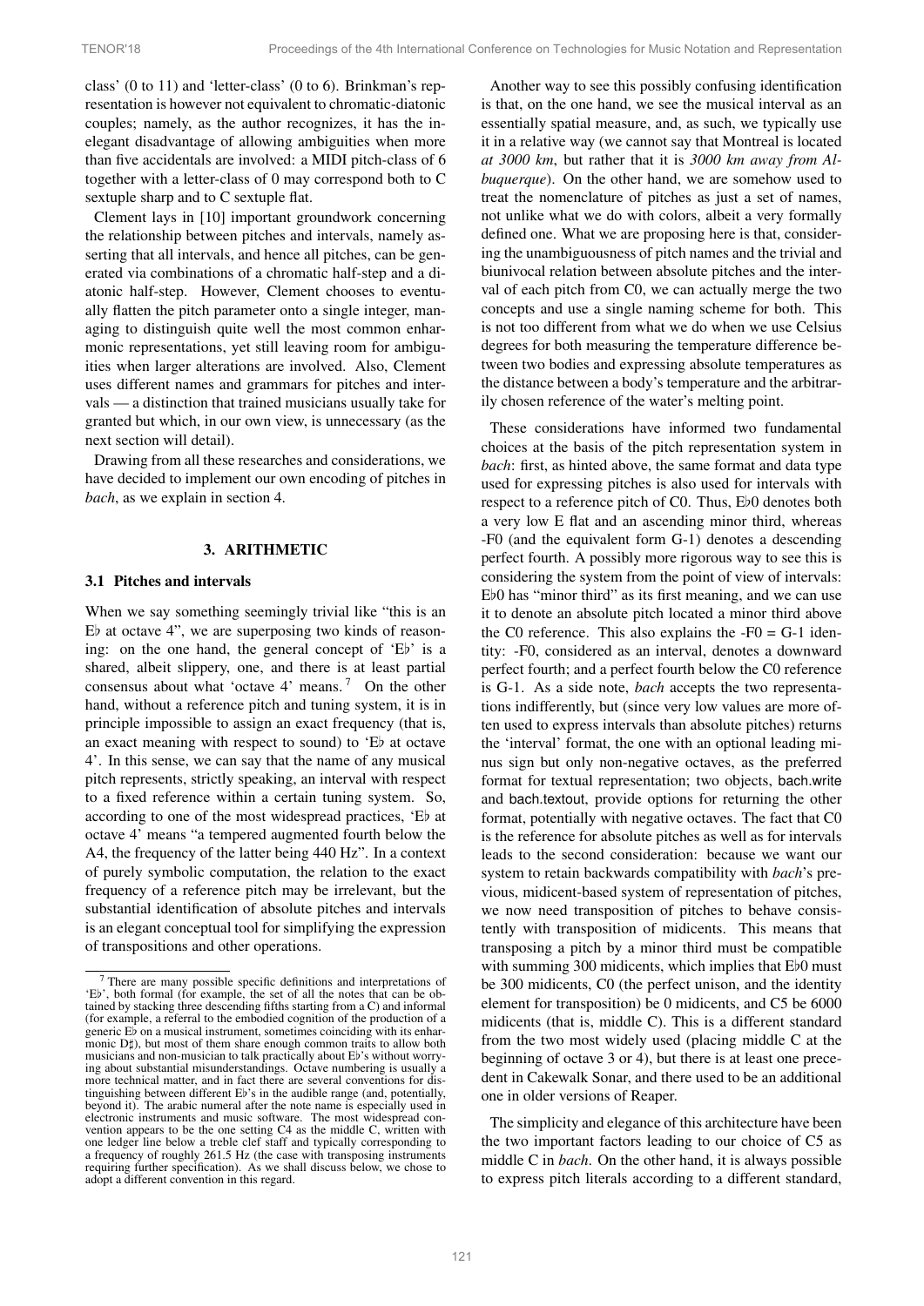class' (0 to 11) and 'letter-class' (0 to 6). Brinkman's representation is however not equivalent to chromatic-diatonic couples; namely, as the author recognizes, it has the inelegant disadvantage of allowing ambiguities when more than five accidentals are involved: a MIDI pitch-class of 6 together with a letter-class of 0 may correspond both to C sextuple sharp and to C sextuple flat.

Clement lays in [10] important groundwork concerning the relationship between pitches and intervals, namely asserting that all intervals, and hence all pitches, can be generated via combinations of a chromatic half-step and a diatonic half-step. However, Clement chooses to eventually flatten the pitch parameter onto a single integer, managing to distinguish quite well the most common enharmonic representations, yet still leaving room for ambiguities when larger alterations are involved. Also, Clement uses different names and grammars for pitches and intervals — a distinction that trained musicians usually take for granted but which, in our own view, is unnecessary (as the next section will detail).

Drawing from all these researches and considerations, we have decided to implement our own encoding of pitches in *bach*, as we explain in section 4.

## 3. ARITHMETIC

### 3.1 Pitches and intervals

When we say something seemingly trivial like "this is an E♭ at octave 4", we are superposing two kinds of reasoning: on the one hand, the general concept of 'E♭' is a shared, albeit slippery, one, and there is at least partial consensus about what 'octave 4' means.[7] On the other hand, without a reference pitch and tuning system, it is in principle impossible to assign an exact frequency (that is, an exact meaning with respect to sound) to 'E♭ at octave 4'. In this sense, we can say that the name of any musical pitch represents, strictly speaking, an interval with respect to a fixed reference within a certain tuning system. So, according to one of the most widespread practices, 'E♭ at octave 4' means "a tempered augmented fourth below the A4, the frequency of the latter being 440 Hz". In a context of purely symbolic computation, the relation to the exact frequency of a reference pitch may be irrelevant, but the substantial identification of absolute pitches and intervals is an elegant conceptual tool for simplifying the expression of transpositions and other operations.

Another way to see this possibly confusing identification is that, on the one hand, we see the musical interval as an essentially spatial measure, and, as such, we typically use it in a relative way (we cannot say that Montreal is located *at 3000 km*, but rather that it is *3000 km away from Albuquerque*). On the other hand, we are somehow used to treat the nomenclature of pitches as just a set of names, not unlike what we do with colors, albeit a very formally defined one. What we are proposing here is that, considering the unambiguousness of pitch names and the trivial and biunivocal relation between absolute pitches and the interval of each pitch from C0, we can actually merge the two concepts and use a single naming scheme for both. This is not too different from what we do when we use Celsius degrees for both measuring the temperature difference between two bodies and expressing absolute temperatures as the distance between a body's temperature and the arbitrarily chosen reference of the water's melting point.

These considerations have informed two fundamental choices at the basis of the pitch representation system in *bach*: first, as hinted above, the same format and data type used for expressing pitches is also used for intervals with respect to a reference pitch of C0. Thus, E♭0 denotes both a very low E flat and an ascending minor third, whereas -F0 (and the equivalent form G-1) denotes a descending perfect fourth. A possibly more rigorous way to see this is considering the system from the point of view of intervals: E♭0 has "minor third" as its first meaning, and we can use it to denote an absolute pitch located a minor third above the C0 reference. This also explains the -F0 = G-1 identity: -F0, considered as an interval, denotes a downward perfect fourth; and a perfect fourth below the C0 reference is G-1. As a side note, *bach* accepts the two representations indifferently, but (since very low values are more often used to express intervals than absolute pitches) returns the 'interval' format, the one with an optional leading minus sign but only non-negative octaves, as the preferred format for textual representation; two objects, bach.write and bach.textout, provide options for returning the other format, potentially with negative octaves. The fact that C0 is the reference for absolute pitches as well as for intervals leads to the second consideration: because we want our system to retain backwards compatibility with *bach*'s previous, midicent-based system of representation of pitches, we now need transposition of pitches to behave consistently with transposition of midicents. This means that transposing a pitch by a minor third must be compatible with summing 300 midicents, which implies that E♭0 must be 300 midicents, C0 (the perfect unison, and the identity element for transposition) be 0 midicents, and C5 be 6000 midicents (that is, middle C). This is a different standard from the two most widely used (placing middle C at the beginning of octave 3 or 4), but there is at least one precedent in Cakewalk Sonar, and there used to be an additional one in older versions of Reaper.

The simplicity and elegance of this architecture have been the two important factors leading to our choice of C5 as middle C in *bach*. On the other hand, it is always possible to express pitch literals according to a different standard,

[7] There are many possible specific definitions and interpretations of 'E♭', both formal (for example, the set of all the notes that can be obtained by stacking three descending fifths starting from a C) and informal (for example, a referral to the embodied cognition of the production of a generic E♭ on a musical instrument, sometimes coinciding with its enharmonic D♯), but most of them share enough common traits to allow both musicians and non-musician to talk practically about E♭'s without worrying about substantial misunderstandings. Octave numbering is usually a more technical matter, and in fact there are several conventions for distinguishing between different E♭'s in the audible range (and, potentially, beyond it). The arabic numeral after the note name is especially used in electronic instruments and music software. The most widespread convention appears to be the one setting C4 as the middle C, written with one ledger line below a treble clef staff and typically corresponding to a frequency of roughly 261.5 Hz (the case with transposing instruments requiring further specification). As we shall discuss below, we chose to adopt a different convention in this regard.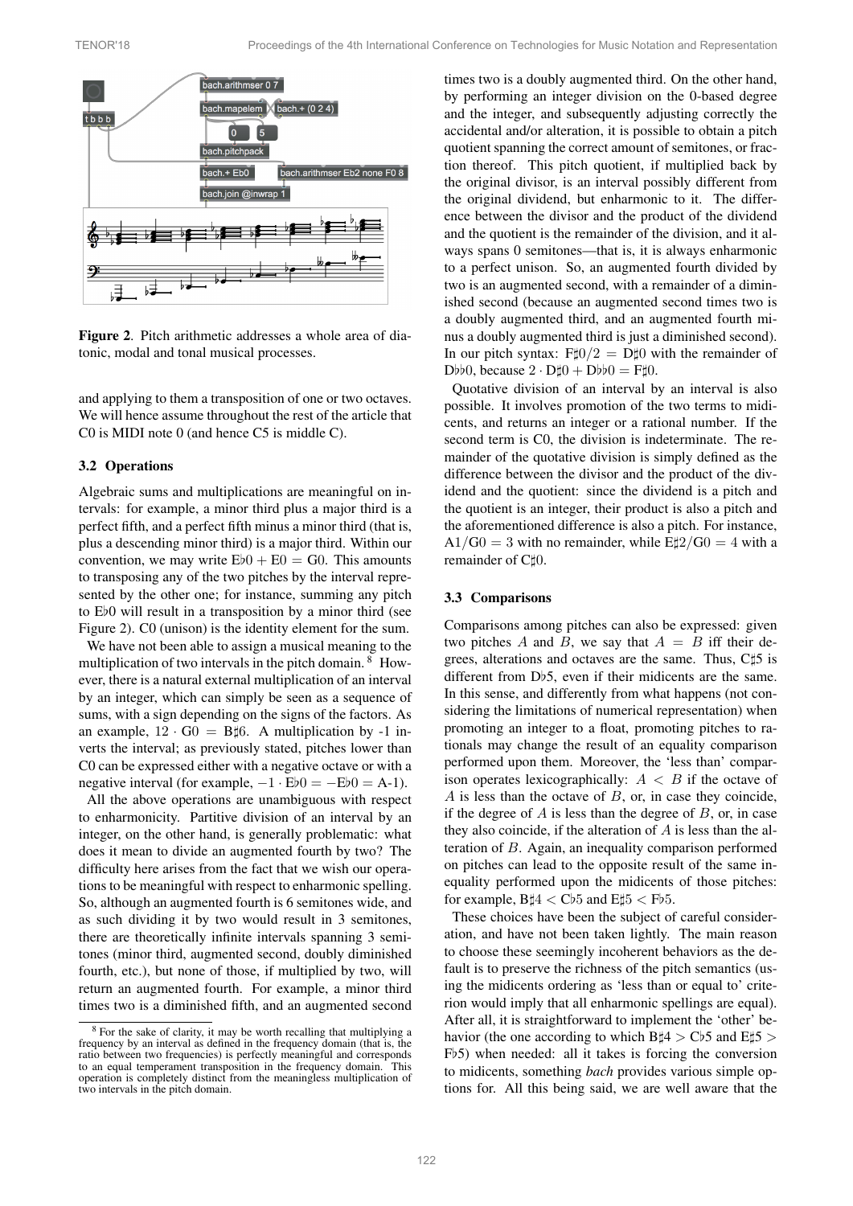**Figure 2**. Pitch arithmetic addresses a whole area of diatonic, modal and tonal musical processes.

and applying to them a transposition of one or two octaves. We will hence assume throughout the rest of the article that C0 is MIDI note 0 (and hence C5 is middle C).

### 3.2 Operations

Algebraic sums and multiplications are meaningful on intervals: for example, a minor third plus a major third is a perfect fifth, and a perfect fifth minus a minor third (that is, plus a descending minor third) is a major third. Within our convention, we may write E♭0 + E0 = G0. This amounts to transposing any of the two pitches by the interval represented by the other one; for instance, summing any pitch to E♭0 will result in a transposition by a minor third (see Figure 2). C0 (unison) is the identity element for the sum.

We have not been able to assign a musical meaning to the multiplication of two intervals in the pitch domain. [8] However, there is a natural external multiplication of an interval by an integer, which can simply be seen as a sequence of sums, with a sign depending on the signs of the factors. As an example, $12 \cdot$ G0 = B♯6. A multiplication by -1 inverts the interval; as previously stated, pitches lower than C0 can be expressed either with a negative octave or with a negative interval (for example, $-1 \cdot$ E♭0 = −E♭0 = A-1).

All the above operations are unambiguous with respect to enharmonicity. Partitive division of an interval by an integer, on the other hand, is generally problematic: what does it mean to divide an augmented fourth by two? The difficulty here arises from the fact that we wish our operations to be meaningful with respect to enharmonic spelling. So, although an augmented fourth is 6 semitones wide, and as such dividing it by two would result in 3 semitones, there are theoretically infinite intervals spanning 3 semitones (minor third, augmented second, doubly diminished fourth, etc.), but none of those, if multiplied by two, will return an augmented fourth. For example, a minor third times two is a diminished fifth, and an augmented second times two is a doubly augmented third. On the other hand, by performing an integer division on the 0-based degree and the integer, and subsequently adjusting correctly the accidental and/or alteration, it is possible to obtain a pitch quotient spanning the correct amount of semitones, or fraction thereof. This pitch quotient, if multiplied back by the original divisor, is an interval possibly different from the original dividend, but enharmonic to it. The difference between the divisor and the product of the dividend and the quotient is the remainder of the division, and it always spans 0 semitones—that is, it is always enharmonic to a perfect unison. So, an augmented fourth divided by two is an augmented second, with a remainder of a diminished second (because an augmented second times two is a doubly augmented third, and an augmented fourth minus a doubly augmented third is just a diminished second). In our pitch syntax: F♯0/2 = D♯0 with the remainder of D♭♭0, because $2 \cdot$ D♯0 + D♭♭0 = F♯0.

Quotative division of an interval by an interval is also possible. It involves promotion of the two terms to midicents, and returns an integer or a rational number. If the second term is C0, the division is indeterminate. The remainder of the quotative division is simply defined as the difference between the divisor and the product of the dividend and the quotient: since the dividend is a pitch and the quotient is an integer, their product is also a pitch and the aforementioned difference is also a pitch. For instance, A1/G0 = 3 with no remainder, while E♯2/G0 = 4 with a remainder of C♯0.

### 3.3 Comparisons

Comparisons among pitches can also be expressed: given two pitches $A$ and $B$, we say that $A = B$ iff their degrees, alterations and octaves are the same. Thus, C♯5 is different from D♭5, even if their midicents are the same. In this sense, and differently from what happens (not considering the limitations of numerical representation) when promoting an integer to a float, promoting pitches to rationals may change the result of an equality comparison performed upon them. Moreover, the 'less than' comparison operates lexicographically: $A < B$ if the octave of $A$ is less than the octave of $B$, or, in case they coincide, if the degree of $A$ is less than the degree of $B$, or, in case they also coincide, if the alteration of $A$ is less than the alteration of $B$. Again, an inequality comparison performed on pitches can lead to the opposite result of the same inequality performed upon the midicents of those pitches: for example, B♯4 < C♭5 and E♯5 < F♭5.

These choices have been the subject of careful consideration, and have not been taken lightly. The main reason to choose these seemingly incoherent behaviors as the default is to preserve the richness of the pitch semantics (using the midicents ordering as 'less than or equal to' criterion would imply that all enharmonic spellings are equal). After all, it is straightforward to implement the 'other' behavior (the one according to which B♯4 > C♭5 and E♯5 > F♭5) when needed: all it takes is forcing the conversion to midicents, something *bach* provides various simple options for. All this being said, we are well aware that the

[8] For the sake of clarity, it may be worth recalling that multiplying a frequency by an interval as defined in the frequency domain (that is, the ratio between two frequencies) is perfectly meaningful and corresponds to an equal temperament transposition in the frequency domain. This operation is completely distinct from the meaningless multiplication of two intervals in the pitch domain.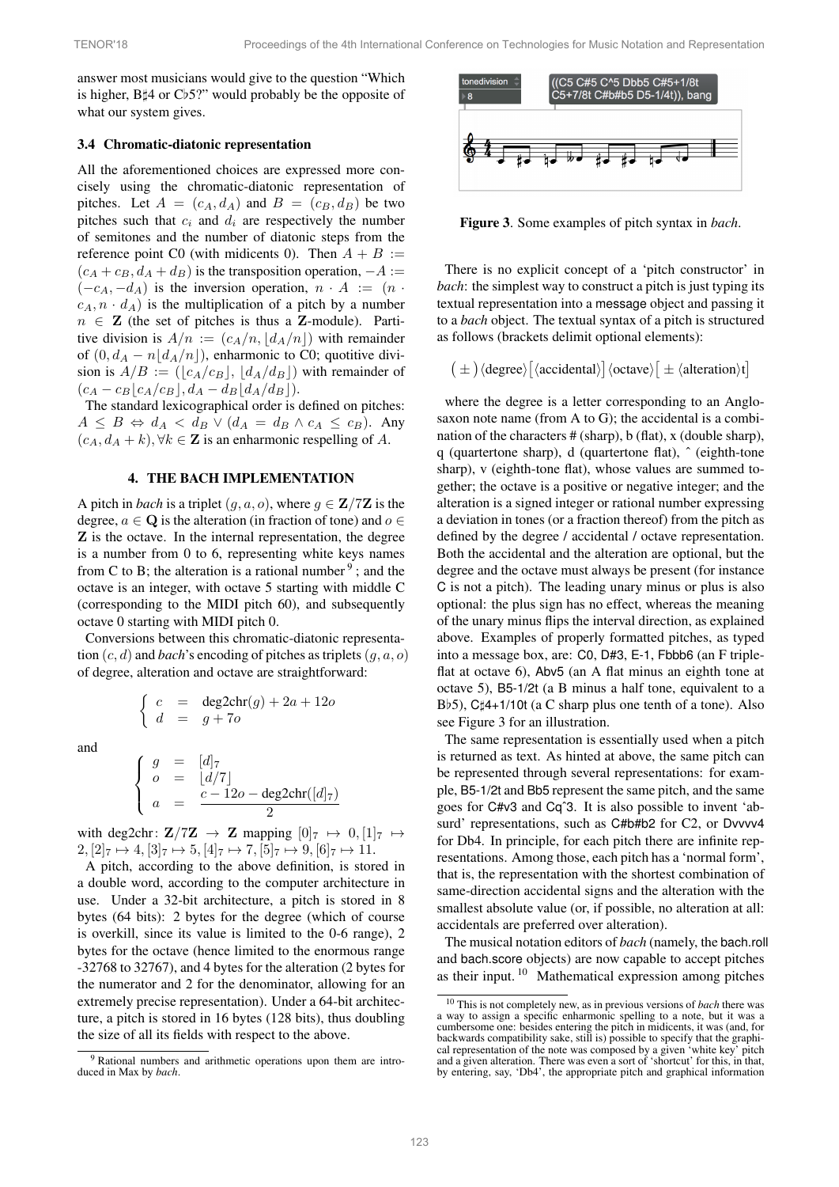answer most musicians would give to the question "Which is higher, B♯4 or C♭5?" would probably be the opposite of what our system gives.

### 3.4 Chromatic-diatonic representation

All the aforementioned choices are expressed more concisely using the chromatic-diatonic representation of pitches. Let $A = (c_A, d_A)$ and $B = (c_B, d_B)$ be two pitches such that $c_i$ and $d_i$ are respectively the number of semitones and the number of diatonic steps from the reference point C0 (with midicents 0). Then $A + B := (c_A + c_B, d_A + d_B)$ is the transposition operation, $-A := (-c_A, -d_A)$ is the inversion operation, $n \cdot A := (n \cdot c_A, n \cdot d_A)$ is the multiplication of a pitch by a number $n \in \mathbf{Z}$ (the set of pitches is thus a $\mathbf{Z}$-module). Partitive division is $A/n := (c_A/n, \lfloor d_A/n \rfloor)$ with remainder of $(0, d_A - n\lfloor d_A/n \rfloor)$, enharmonic to C0; quotitive division is $A/B := (\lfloor c_A/c_B \rfloor, \lfloor d_A/d_B \rfloor)$ with remainder of $(c_A - c_B\lfloor c_A/c_B \rfloor, d_A - d_B\lfloor d_A/d_B \rfloor)$.

The standard lexicographical order is defined on pitches: $A \leq B \Leftrightarrow d_A < d_B \vee (d_A = d_B \wedge c_A \leq c_B)$. Any $(c_A, d_A + k), \forall k \in \mathbf{Z}$ is an enharmonic respelling of $A$.

## 4. THE BACH IMPLEMENTATION

A pitch in *bach* is a triplet $(g, a, o)$, where $g \in \mathbf{Z}/7\mathbf{Z}$ is the degree, $a \in \mathbf{Q}$ is the alteration (in fraction of tone) and $o \in \mathbf{Z}$ is the octave. In the internal representation, the degree is a number from 0 to 6, representing white keys names from C to B; the alteration is a rational number [9]; and the octave is an integer, with octave 5 starting with middle C (corresponding to the MIDI pitch 60), and subsequently octave 0 starting with MIDI pitch 0.

Conversions between this chromatic-diatonic representation $(c, d)$ and *bach*'s encoding of pitches as triplets $(g, a, o)$ of degree, alteration and octave are straightforward:

$$\begin{cases} c &= \text{deg2chr}(g) + 2a + 12o \\ d &= g + 7o \end{cases}$$

and

$$\begin{cases} g &= [d]_7 \\ o &= \lfloor d/7 \rfloor \\ a &= \dfrac{c - 12o - \text{deg2chr}([d]_7)}{2} \end{cases}$$

with $\text{deg2chr}\colon \mathbf{Z}/7\mathbf{Z} \to \mathbf{Z}$ mapping $[0]_7 \mapsto 0, [1]_7 \mapsto 2, [2]_7 \mapsto 4, [3]_7 \mapsto 5, [4]_7 \mapsto 7, [5]_7 \mapsto 9, [6]_7 \mapsto 11$.

A pitch, according to the above definition, is stored in a double word, according to the computer architecture in use. Under a 32-bit architecture, a pitch is stored in 8 bytes (64 bits): 2 bytes for the degree (which of course is overkill, since its value is limited to the 0-6 range), 2 bytes for the octave (hence limited to the enormous range -32768 to 32767), and 4 bytes for the alteration (2 bytes for the numerator and 2 for the denominator, allowing for an extremely precise representation). Under a 64-bit architecture, a pitch is stored in 16 bytes (128 bits), thus doubling the size of all its fields with respect to the above.

[9] Rational numbers and arithmetic operations upon them are introduced in Max by *bach*.

**Figure 3**. Some examples of pitch syntax in *bach*.

There is no explicit concept of a 'pitch constructor' in *bach*: the simplest way to construct a pitch is just typing its textual representation into a message object and passing it to a *bach* object. The textual syntax of a pitch is structured as follows (brackets delimit optional elements):

$$(\pm)\langle\text{degree}\rangle[\langle\text{accidental}\rangle]\langle\text{octave}\rangle[\pm\langle\text{alteration}\rangle\text{t}]$$

where the degree is a letter corresponding to an Anglo-saxon note name (from A to G); the accidental is a combination of the characters # (sharp), b (flat), x (double sharp), q (quartertone sharp), d (quartertone flat), ^ (eighth-tone sharp), v (eighth-tone flat), whose values are summed together; the octave is a positive or negative integer; and the alteration is a signed integer or rational number expressing a deviation in tones (or a fraction thereof) from the pitch as defined by the degree / accidental / octave representation. Both the accidental and the alteration are optional, but the degree and the octave must always be present (for instance C is not a pitch). The leading unary minus or plus is also optional: the plus sign has no effect, whereas the meaning of the unary minus flips the interval direction, as explained above. Examples of properly formatted pitches, as typed into a message box, are: C0, D#3, E-1, Fbbb6 (an F triple-flat at octave 6), Abv5 (an A flat minus an eighth tone at octave 5), B5-1/2t (a B minus a half tone, equivalent to a B♭5), C♯4+1/10t (a C sharp plus one tenth of a tone). Also see Figure 3 for an illustration.

The same representation is essentially used when a pitch is returned as text. As hinted at above, the same pitch can be represented through several representations: for example, B5-1/2t and Bb5 represent the same pitch, and the same goes for C#v3 and Cq^3. It is also possible to invent 'absurd' representations, such as C#b#b2 for C2, or Dvvvv4 for Db4. In principle, for each pitch there are infinite representations. Among those, each pitch has a 'normal form', that is, the representation with the shortest combination of same-direction accidental signs and the alteration with the smallest absolute value (or, if possible, no alteration at all: accidentals are preferred over alteration).

The musical notation editors of *bach* (namely, the bach.roll and bach.score objects) are now capable to accept pitches as their input. [10] Mathematical expression among pitches

[10] This is not completely new, as in previous versions of *bach* there was a way to assign a specific enharmonic spelling to a note, but it was a cumbersome one: besides entering the pitch in midicents, it was (and, for backwards compatibility sake, still is) possible to specify that the graphical representation of the note was composed by a given 'white key' pitch and a given alteration. There was even a sort of 'shortcut' for this, in that, by entering, say, 'Db4', the appropriate pitch and graphical information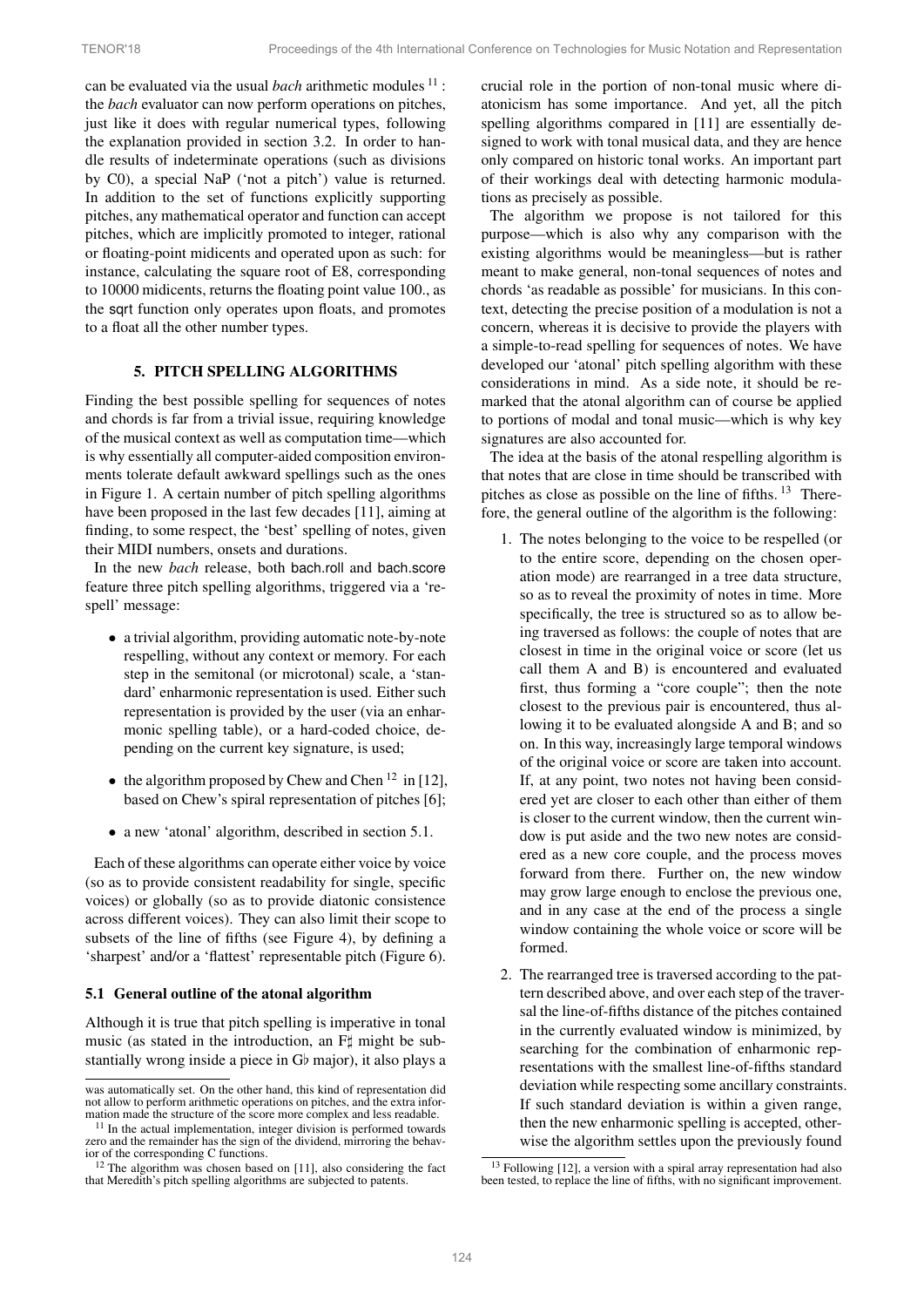can be evaluated via the usual *bach* arithmetic modules [11] : the *bach* evaluator can now perform operations on pitches, just like it does with regular numerical types, following the explanation provided in section 3.2. In order to handle results of indeterminate operations (such as divisions by C0), a special NaP ('not a pitch') value is returned. In addition to the set of functions explicitly supporting pitches, any mathematical operator and function can accept pitches, which are implicitly promoted to integer, rational or floating-point midicents and operated upon as such: for instance, calculating the square root of E8, corresponding to 10000 midicents, returns the floating point value 100., as the sqrt function only operates upon floats, and promotes to a float all the other number types.

## 5. PITCH SPELLING ALGORITHMS

Finding the best possible spelling for sequences of notes and chords is far from a trivial issue, requiring knowledge of the musical context as well as computation time—which is why essentially all computer-aided composition environments tolerate default awkward spellings such as the ones in Figure 1. A certain number of pitch spelling algorithms have been proposed in the last few decades [11], aiming at finding, to some respect, the 'best' spelling of notes, given their MIDI numbers, onsets and durations.

In the new *bach* release, both bach.roll and bach.score feature three pitch spelling algorithms, triggered via a 'respell' message:

- a trivial algorithm, providing automatic note-by-note respelling, without any context or memory. For each step in the semitonal (or microtonal) scale, a 'standard' enharmonic representation is used. Either such representation is provided by the user (via an enharmonic spelling table), or a hard-coded choice, depending on the current key signature, is used;
- the algorithm proposed by Chew and Chen [12] in [12], based on Chew's spiral representation of pitches [6];
- a new 'atonal' algorithm, described in section 5.1.

Each of these algorithms can operate either voice by voice (so as to provide consistent readability for single, specific voices) or globally (so as to provide diatonic consistence across different voices). They can also limit their scope to subsets of the line of fifths (see Figure 4), by defining a 'sharpest' and/or a 'flattest' representable pitch (Figure 6).

### 5.1 General outline of the atonal algorithm

Although it is true that pitch spelling is imperative in tonal music (as stated in the introduction, an F♯ might be substantially wrong inside a piece in G♭ major), it also plays a crucial role in the portion of non-tonal music where diatonicism has some importance. And yet, all the pitch spelling algorithms compared in [11] are essentially designed to work with tonal musical data, and they are hence only compared on historic tonal works. An important part of their workings deal with detecting harmonic modulations as precisely as possible.

The algorithm we propose is not tailored for this purpose—which is also why any comparison with the existing algorithms would be meaningless—but is rather meant to make general, non-tonal sequences of notes and chords 'as readable as possible' for musicians. In this context, detecting the precise position of a modulation is not a concern, whereas it is decisive to provide the players with a simple-to-read spelling for sequences of notes. We have developed our 'atonal' pitch spelling algorithm with these considerations in mind. As a side note, it should be remarked that the atonal algorithm can of course be applied to portions of modal and tonal music—which is why key signatures are also accounted for.

The idea at the basis of the atonal respelling algorithm is that notes that are close in time should be transcribed with pitches as close as possible on the line of fifths. [13] Therefore, the general outline of the algorithm is the following:

1. The notes belonging to the voice to be respelled (or to the entire score, depending on the chosen operation mode) are rearranged in a tree data structure, so as to reveal the proximity of notes in time. More specifically, the tree is structured so as to allow being traversed as follows: the couple of notes that are closest in time in the original voice or score (let us call them A and B) is encountered and evaluated first, thus forming a "core couple"; then the note closest to the previous pair is encountered, thus allowing it to be evaluated alongside A and B; and so on. In this way, increasingly large temporal windows of the original voice or score are taken into account. If, at any point, two notes not having been considered yet are closer to each other than either of them is closer to the current window, then the current window is put aside and the two new notes are considered as a new core couple, and the process moves forward from there. Further on, the new window may grow large enough to enclose the previous one, and in any case at the end of the process a single window containing the whole voice or score will be formed.
2. The rearranged tree is traversed according to the pattern described above, and over each step of the traversal the line-of-fifths distance of the pitches contained in the currently evaluated window is minimized, by searching for the combination of enharmonic representations with the smallest line-of-fifths standard deviation while respecting some ancillary constraints. If such standard deviation is within a given range, then the new enharmonic spelling is accepted, otherwise the algorithm settles upon the previously found

---

was automatically set. On the other hand, this kind of representation did not allow to perform arithmetic operations on pitches, and the extra information made the structure of the score more complex and less readable.

[11] In the actual implementation, integer division is performed towards zero and the remainder has the sign of the dividend, mirroring the behavior of the corresponding C functions.

[12] The algorithm was chosen based on [11], also considering the fact that Meredith's pitch spelling algorithms are subjected to patents.

[13] Following [12], a version with a spiral array representation had also been tested, to replace the line of fifths, with no significant improvement.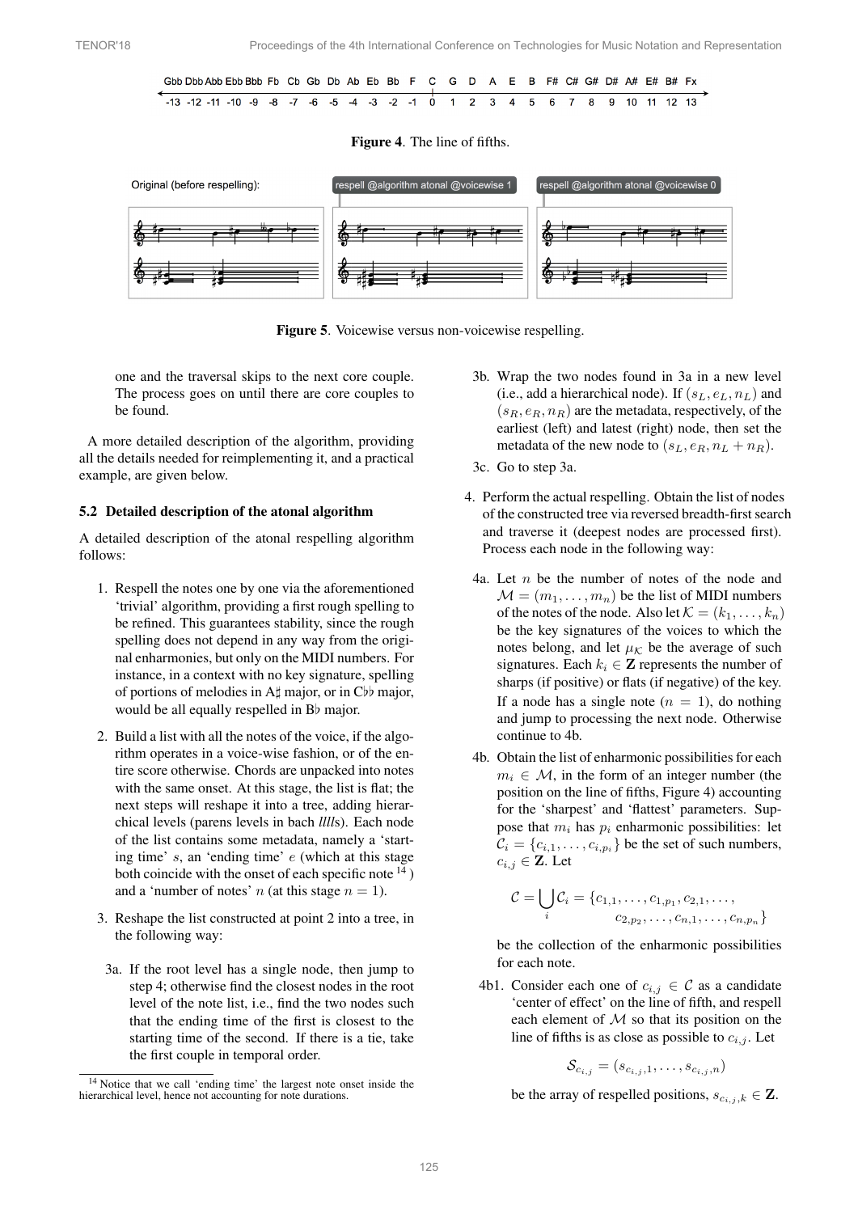Gbb Dbb Abb Ebb Bbb Fb Cb Gb Db Ab Eb Bb F C G D A E B F# C# G# D# A# E# B# Fx

-13 -12 -11 -10 -9 -8 -7 -6 -5 -4 -3 -2 -1 0 1 2 3 4 5 6 7 8 9 10 11 12 13

**Figure 4**. The line of fifths.

Original (before respelling): respell @algorithm atonal @voicewise 1 respell @algorithm atonal @voicewise 0

**Figure 5**. Voicewise versus non-voicewise respelling.

one and the traversal skips to the next core couple. The process goes on until there are core couples to be found.

A more detailed description of the algorithm, providing all the details needed for reimplementing it, and a practical example, are given below.

### 5.2 Detailed description of the atonal algorithm

A detailed description of the atonal respelling algorithm follows:

1. Respell the notes one by one via the aforementioned 'trivial' algorithm, providing a first rough spelling to be refined. This guarantees stability, since the rough spelling does not depend in any way from the original enharmonies, but only on the MIDI numbers. For instance, in a context with no key signature, spelling of portions of melodies in A♯ major, or in C♭♭ major, would be all equally respelled in B♭ major.

2. Build a list with all the notes of the voice, if the algorithm operates in a voice-wise fashion, or of the entire score otherwise. Chords are unpacked into notes with the same onset. At this stage, the list is flat; the next steps will reshape it into a tree, adding hierarchical levels (parens levels in bach *llll*s). Each node of the list contains some metadata, namely a 'starting time' $s$, an 'ending time' $e$ (which at this stage both coincide with the onset of each specific note [14]) and a 'number of notes' $n$ (at this stage $n = 1$).

3. Reshape the list constructed at point 2 into a tree, in the following way:

   3a. If the root level has a single node, then jump to step 4; otherwise find the closest nodes in the root level of the note list, i.e., find the two nodes such that the ending time of the first is closest to the starting time of the second. If there is a tie, take the first couple in temporal order.

   3b. Wrap the two nodes found in 3a in a new level (i.e., add a hierarchical node). If $(s_L, e_L, n_L)$ and $(s_R, e_R, n_R)$ are the metadata, respectively, of the earliest (left) and latest (right) node, then set the metadata of the new node to $(s_L, e_R, n_L + n_R)$.

   3c. Go to step 3a.

4. Perform the actual respelling. Obtain the list of nodes of the constructed tree via reversed breadth-first search and traverse it (deepest nodes are processed first). Process each node in the following way:

   4a. Let $n$ be the number of notes of the node and $\mathcal{M} = (m_1, \ldots, m_n)$ be the list of MIDI numbers of the notes of the node. Also let $\mathcal{K} = (k_1, \ldots, k_n)$ be the key signatures of the voices to which the notes belong, and let $\mu_\mathcal{K}$ be the average of such signatures. Each $k_i \in \mathbf{Z}$ represents the number of sharps (if positive) or flats (if negative) of the key. If a node has a single note ($n = 1$), do nothing and jump to processing the next node. Otherwise continue to 4b.

   4b. Obtain the list of enharmonic possibilities for each $m_i \in \mathcal{M}$, in the form of an integer number (the position on the line of fifths, Figure 4) accounting for the 'sharpest' and 'flattest' parameters. Suppose that $m_i$ has $p_i$ enharmonic possibilities: let $\mathcal{C}_i = \{c_{i,1}, \ldots, c_{i,p_i}\}$ be the set of such numbers, $c_{i,j} \in \mathbf{Z}$. Let

   $$\mathcal{C} = \bigcup_i \mathcal{C}_i = \{c_{1,1}, \ldots, c_{1,p_1}, c_{2,1}, \ldots, c_{2,p_2}, \ldots, c_{n,1}, \ldots, c_{n,p_n}\}$$

   be the collection of the enharmonic possibilities for each note.

   4b1. Consider each one of $c_{i,j} \in \mathcal{C}$ as a candidate 'center of effect' on the line of fifth, and respell each element of $\mathcal{M}$ so that its position on the line of fifths is as close as possible to $c_{i,j}$. Let

   $$\mathcal{S}_{c_{i,j}} = (s_{c_{i,j},1}, \ldots, s_{c_{i,j},n})$$

   be the array of respelled positions, $s_{c_{i,j},k} \in \mathbf{Z}$.

[14] Notice that we call 'ending time' the largest note onset inside the hierarchical level, hence not accounting for note durations.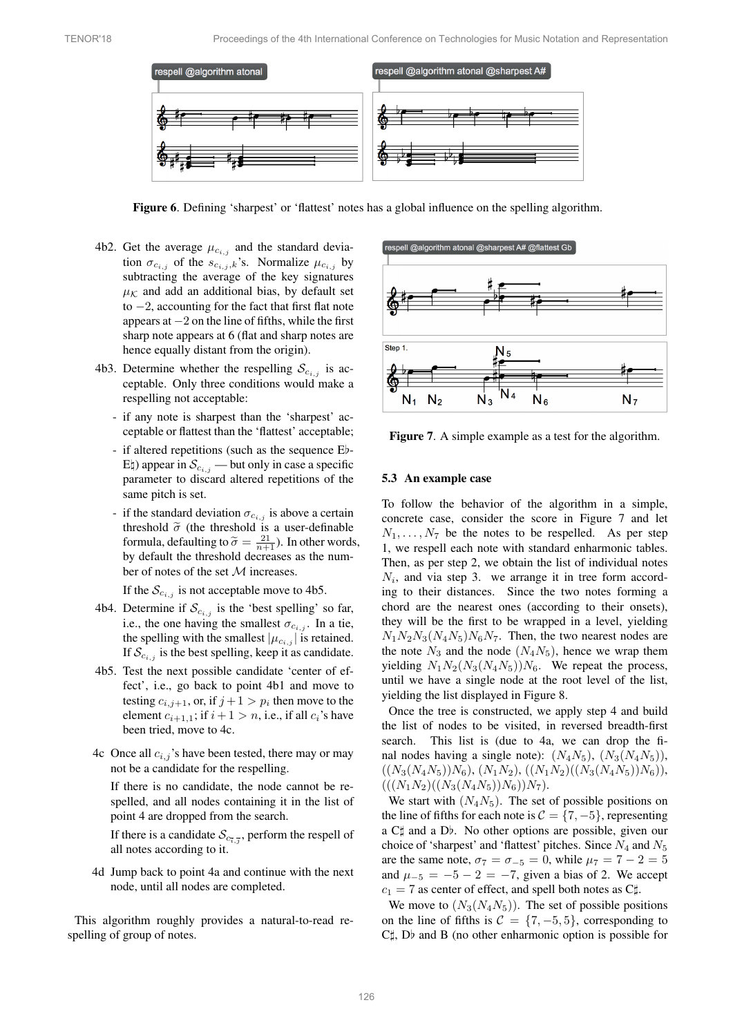Figure 6. Defining 'sharpest' or 'flattest' notes has a global influence on the spelling algorithm.

4b2. Get the average $\mu_{c_{i,j}}$ and the standard deviation $\sigma_{c_{i,j}}$ of the $s_{c_{i,j},k}$'s. Normalize $\mu_{c_{i,j}}$ by subtracting the average of the key signatures $\mu_{\mathcal{K}}$ and add an additional bias, by default set to $-2$, accounting for the fact that first flat note appears at $-2$ on the line of fifths, while the first sharp note appears at 6 (flat and sharp notes are hence equally distant from the origin).

4b3. Determine whether the respelling $\mathcal{S}_{c_{i,j}}$ is acceptable. Only three conditions would make a respelling not acceptable:

- if any note is sharpest than the 'sharpest' acceptable or flattest than the 'flattest' acceptable;
- if altered repetitions (such as the sequence E♭-E♮) appear in $\mathcal{S}_{c_{i,j}}$ — but only in case a specific parameter to discard altered repetitions of the same pitch is set.
- if the standard deviation $\sigma_{c_{i,j}}$ is above a certain threshold $\tilde{\sigma}$ (the threshold is a user-definable formula, defaulting to $\tilde{\sigma} = \frac{21}{n+1}$). In other words, by default the threshold decreases as the number of notes of the set $\mathcal{M}$ increases.

If the $\mathcal{S}_{c_{i,j}}$ is not acceptable move to 4b5.

4b4. Determine if $\mathcal{S}_{c_{i,j}}$ is the 'best spelling' so far, i.e., the one having the smallest $\sigma_{c_{i,j}}$. In a tie, the spelling with the smallest $|\mu_{c_{i,j}}|$ is retained. If $\mathcal{S}_{c_{i,j}}$ is the best spelling, keep it as candidate.

4b5. Test the next possible candidate 'center of effect', i.e., go back to point 4b1 and move to testing $c_{i,j+1}$, or, if $j+1 > p_i$ then move to the element $c_{i+1,1}$; if $i+1 > n$, i.e., if all $c_i$'s have been tried, move to 4c.

4c Once all $c_{i,j}$'s have been tested, there may or may not be a candidate for the respelling.

If there is no candidate, the node cannot be respelled, and all nodes containing it in the list of point 4 are dropped from the search.

If there is a candidate $\mathcal{S}_{c_{\bar{i},\bar{j}}}$, perform the respell of all notes according to it.

4d Jump back to point 4a and continue with the next node, until all nodes are completed.

This algorithm roughly provides a natural-to-read respelling of group of notes.

Figure 7. A simple example as a test for the algorithm.

### 5.3 An example case

To follow the behavior of the algorithm in a simple, concrete case, consider the score in Figure 7 and let $N_1, \ldots, N_7$ be the notes to be respelled. As per step 1, we respell each note with standard enharmonic tables. Then, as per step 2, we obtain the list of individual notes $N_i$, and via step 3. we arrange it in tree form according to their distances. Since the two notes forming a chord are the nearest ones (according to their onsets), they will be the first to be wrapped in a level, yielding $N_1N_2N_3(N_4N_5)N_6N_7$. Then, the two nearest nodes are the note $N_3$ and the node $(N_4N_5)$, hence we wrap them yielding $N_1N_2(N_3(N_4N_5))N_6$. We repeat the process, until we have a single node at the root level of the list, yielding the list displayed in Figure 8.

Once the tree is constructed, we apply step 4 and build the list of nodes to be visited, in reversed breadth-first search. This list is (due to 4a, we can drop the final nodes having a single note): $(N_4N_5)$, $(N_3(N_4N_5))$, $((N_3(N_4N_5))N_6)$, $(N_1N_2)$, $((N_1N_2)((N_3(N_4N_5))N_6))$, $(((N_1N_2)((N_3(N_4N_5))N_6))N_7)$.

We start with $(N_4N_5)$. The set of possible positions on the line of fifths for each note is $\mathcal{C} = \{7, -5\}$, representing a C♯ and a D♭. No other options are possible, given our choice of 'sharpest' and 'flattest' pitches. Since $N_4$ and $N_5$ are the same note, $\sigma_7 = \sigma_{-5} = 0$, while $\mu_7 = 7 - 2 = 5$ and $\mu_{-5} = -5 - 2 = -7$, given a bias of 2. We accept $c_1 = 7$ as center of effect, and spell both notes as C♯.

We move to $(N_3(N_4N_5))$. The set of possible positions on the line of fifths is $\mathcal{C} = \{7, -5, 5\}$, corresponding to C♯, D♭ and B (no other enharmonic option is possible for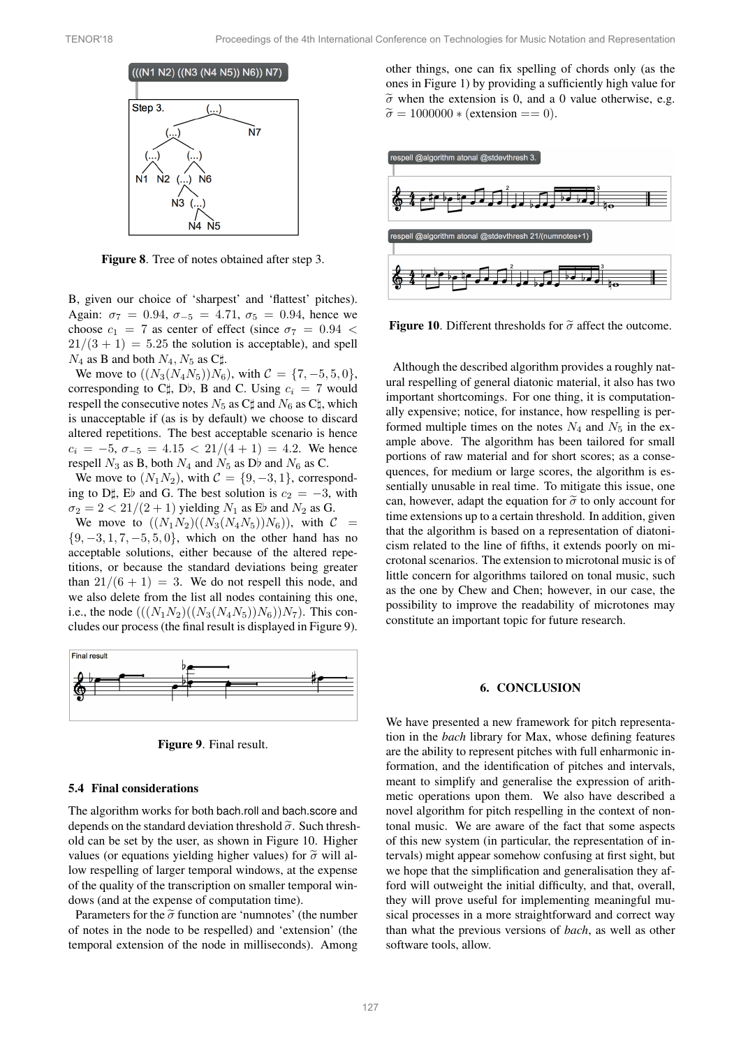Figure 8. Tree of notes obtained after step 3.

B, given our choice of 'sharpest' and 'flattest' pitches). Again: $\sigma_7 = 0.94$, $\sigma_{-5} = 4.71$, $\sigma_5 = 0.94$, hence we choose $c_1 = 7$ as center of effect (since $\sigma_7 = 0.94 < 21/(3+1) = 5.25$ the solution is acceptable), and spell $N_4$ as B and both $N_4, N_5$ as C♯.

We move to $((N_3(N_4N_5))N_6)$, with $\mathcal{C} = \{7, -5, 5, 0\}$, corresponding to C♯, D♭, B and C. Using $c_i = 7$ would respell the consecutive notes $N_5$ as C♯ and $N_6$ as C♮, which is unacceptable if (as is by default) we choose to discard altered repetitions. The best acceptable scenario is hence $c_i = -5$, $\sigma_{-5} = 4.15 < 21/(4+1) = 4.2$. We hence respell $N_3$ as B, both $N_4$ and $N_5$ as D♭ and $N_6$ as C.

We move to $(N_1N_2)$, with $\mathcal{C} = \{9, -3, 1\}$, corresponding to D♯, E♭ and G. The best solution is $c_2 = -3$, with $\sigma_2 = 2 < 21/(2+1)$ yielding $N_1$ as E♭ and $N_2$ as G.

We move to $((N_1N_2)((N_3(N_4N_5))N_6))$, with $\mathcal{C} = \{9, -3, 1, 7, -5, 5, 0\}$, which on the other hand has no acceptable solutions, either because of the altered repetitions, or because the standard deviations being greater than $21/(6+1) = 3$. We do not respell this node, and we also delete from the list all nodes containing this one, i.e., the node $(((N_1N_2)((N_3(N_4N_5))N_6))N_7)$. This concludes our process (the final result is displayed in Figure 9).

Figure 9. Final result.

### 5.4 Final considerations

The algorithm works for both bach.roll and bach.score and depends on the standard deviation threshold $\widetilde{\sigma}$. Such threshold can be set by the user, as shown in Figure 10. Higher values (or equations yielding higher values) for $\widetilde{\sigma}$ will allow respelling of larger temporal windows, at the expense of the quality of the transcription on smaller temporal windows (and at the expense of computation time).

Parameters for the $\widetilde{\sigma}$ function are 'numnotes' (the number of notes in the node to be respelled) and 'extension' (the temporal extension of the node in milliseconds). Among other things, one can fix spelling of chords only (as the ones in Figure 1) by providing a sufficiently high value for $\widetilde{\sigma}$ when the extension is 0, and a 0 value otherwise, e.g. $\widetilde{\sigma} = 1000000 * (\text{extension} == 0)$.

Figure 10. Different thresholds for $\widetilde{\sigma}$ affect the outcome.

Although the described algorithm provides a roughly natural respelling of general diatonic material, it also has two important shortcomings. For one thing, it is computationally expensive; notice, for instance, how respelling is performed multiple times on the notes $N_4$ and $N_5$ in the example above. The algorithm has been tailored for small portions of raw material and for short scores; as a consequences, for medium or large scores, the algorithm is essentially unusable in real time. To mitigate this issue, one can, however, adapt the equation for $\widetilde{\sigma}$ to only account for time extensions up to a certain threshold. In addition, given that the algorithm is based on a representation of diatonicism related to the line of fifths, it extends poorly on microtonal scenarios. The extension to microtonal music is of little concern for algorithms tailored on tonal music, such as the one by Chew and Chen; however, in our case, the possibility to improve the readability of microtones may constitute an important topic for future research.

## 6. CONCLUSION

We have presented a new framework for pitch representation in the *bach* library for Max, whose defining features are the ability to represent pitches with full enharmonic information, and the identification of pitches and intervals, meant to simplify and generalise the expression of arithmetic operations upon them. We also have described a novel algorithm for pitch respelling in the context of nontonal music. We are aware of the fact that some aspects of this new system (in particular, the representation of intervals) might appear somehow confusing at first sight, but we hope that the simplification and generalisation they afford will outweight the initial difficulty, and that, overall, they will prove useful for implementing meaningful musical processes in a more straightforward and correct way than what the previous versions of *bach*, as well as other software tools, allow.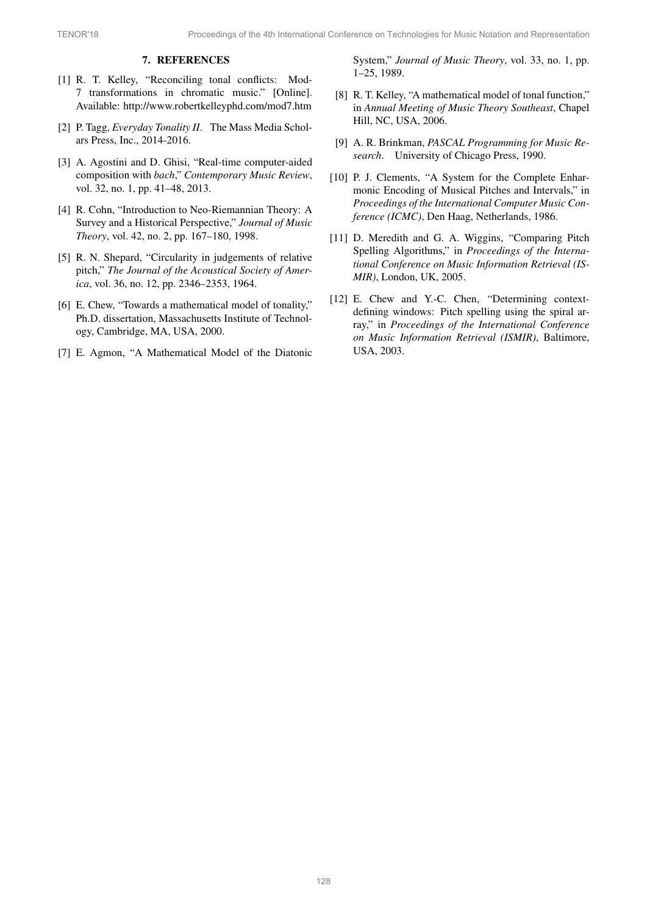## 7. REFERENCES

[1] R. T. Kelley, "Reconciling tonal conflicts: Mod-7 transformations in chromatic music." [Online]. Available: http://www.robertkelleyphd.com/mod7.htm

[2] P. Tagg, *Everyday Tonality II*. The Mass Media Scholars Press, Inc., 2014-2016.

[3] A. Agostini and D. Ghisi, "Real-time computer-aided composition with *bach*," *Contemporary Music Review*, vol. 32, no. 1, pp. 41–48, 2013.

[4] R. Cohn, "Introduction to Neo-Riemannian Theory: A Survey and a Historical Perspective," *Journal of Music Theory*, vol. 42, no. 2, pp. 167–180, 1998.

[5] R. N. Shepard, "Circularity in judgements of relative pitch," *The Journal of the Acoustical Society of America*, vol. 36, no. 12, pp. 2346–2353, 1964.

[6] E. Chew, "Towards a mathematical model of tonality," Ph.D. dissertation, Massachusetts Institute of Technology, Cambridge, MA, USA, 2000.

[7] E. Agmon, "A Mathematical Model of the Diatonic System," *Journal of Music Theory*, vol. 33, no. 1, pp. 1–25, 1989.

[8] R. T. Kelley, "A mathematical model of tonal function," in *Annual Meeting of Music Theory Southeast*, Chapel Hill, NC, USA, 2006.

[9] A. R. Brinkman, *PASCAL Programming for Music Research*. University of Chicago Press, 1990.

[10] P. J. Clements, "A System for the Complete Enharmonic Encoding of Musical Pitches and Intervals," in *Proceedings of the International Computer Music Conference (ICMC)*, Den Haag, Netherlands, 1986.

[11] D. Meredith and G. A. Wiggins, "Comparing Pitch Spelling Algorithms," in *Proceedings of the International Conference on Music Information Retrieval (ISMIR)*, London, UK, 2005.

[12] E. Chew and Y.-C. Chen, "Determining context-defining windows: Pitch spelling using the spiral array," in *Proceedings of the International Conference on Music Information Retrieval (ISMIR)*, Baltimore, USA, 2003.